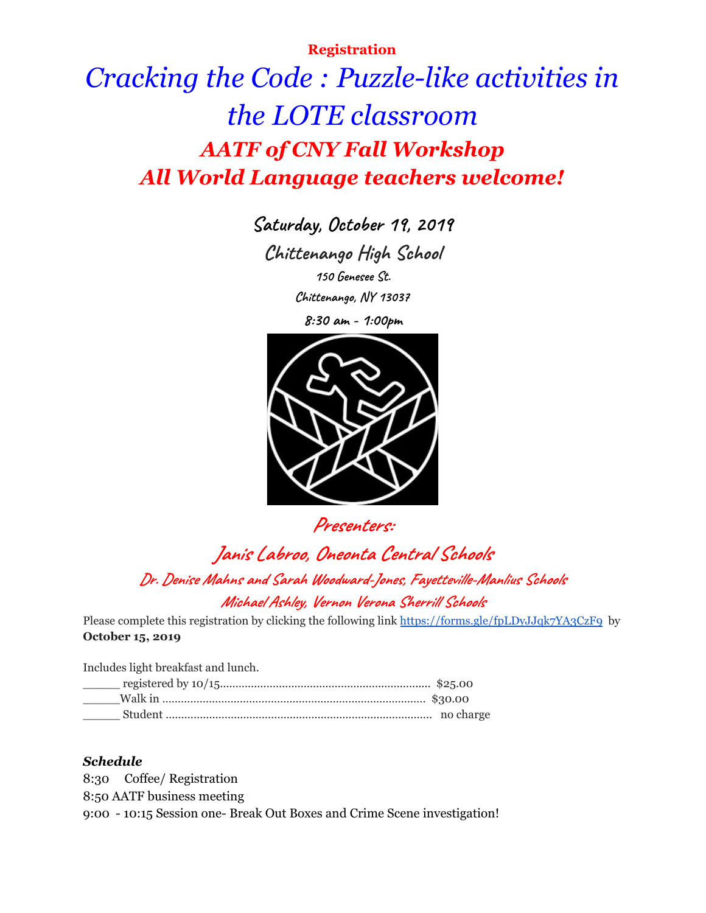**Registration**

# *Cracking the Code : Puzzle-like activities in the LOTE classroom*

## *AATF of CNY Fall Workshop*
## *All World Language teachers welcome!*

**Saturday, October 19, 2019**

**Chittenango High School**

150 Genesee St.

Chittenango, NY 13037

8:30 am - 1:00pm

**Presenters:**

**Janis Labroo, Oneonta Central Schools**

**Dr. Denise Mahns and Sarah Woodward-Jones, Fayetteville-Manlius Schools**

**Michael Ashley, Vernon Verona Sherrill Schools**

Please complete this registration by clicking the following link https://forms.gle/fpLDyJJqk7YA3CzF9 by **October 15, 2019**

Includes light breakfast and lunch.

_____ registered by 10/15.................................................................. $25.00
_____Walk in .................................................................................... $30.00
_____ Student ..................................................................................... no charge

***Schedule***

8:30 Coffee/ Registration
8:50 AATF business meeting
9:00 - 10:15 Session one- Break Out Boxes and Crime Scene investigation!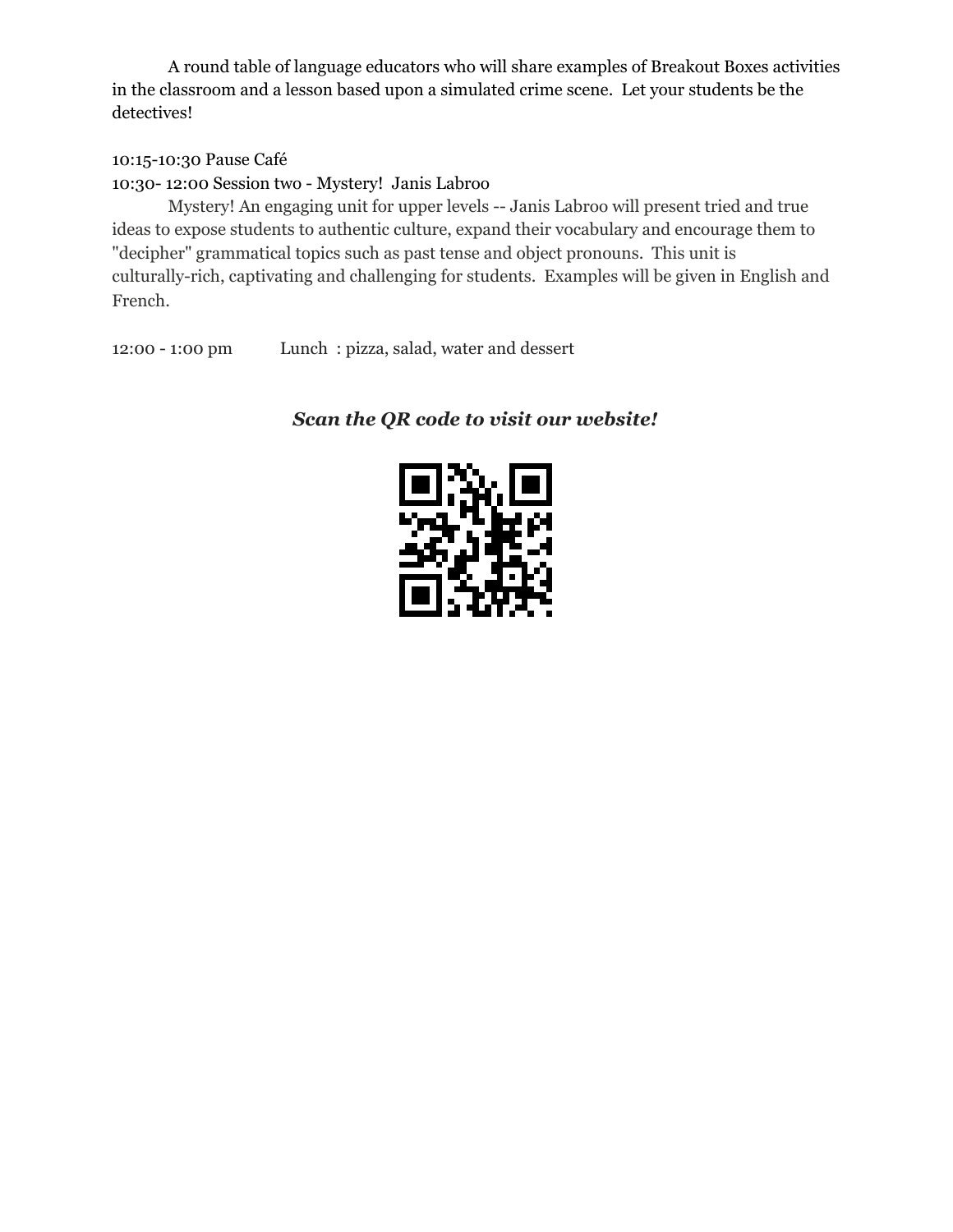A round table of language educators who will share examples of Breakout Boxes activities in the classroom and a lesson based upon a simulated crime scene. Let your students be the detectives!

10:15-10:30 Pause Café

10:30- 12:00 Session two - Mystery! Janis Labroo

Mystery! An engaging unit for upper levels -- Janis Labroo will present tried and true ideas to expose students to authentic culture, expand their vocabulary and encourage them to "decipher" grammatical topics such as past tense and object pronouns. This unit is culturally-rich, captivating and challenging for students. Examples will be given in English and French.

12:00 - 1:00 pm Lunch : pizza, salad, water and dessert

***Scan the QR code to visit our website!***